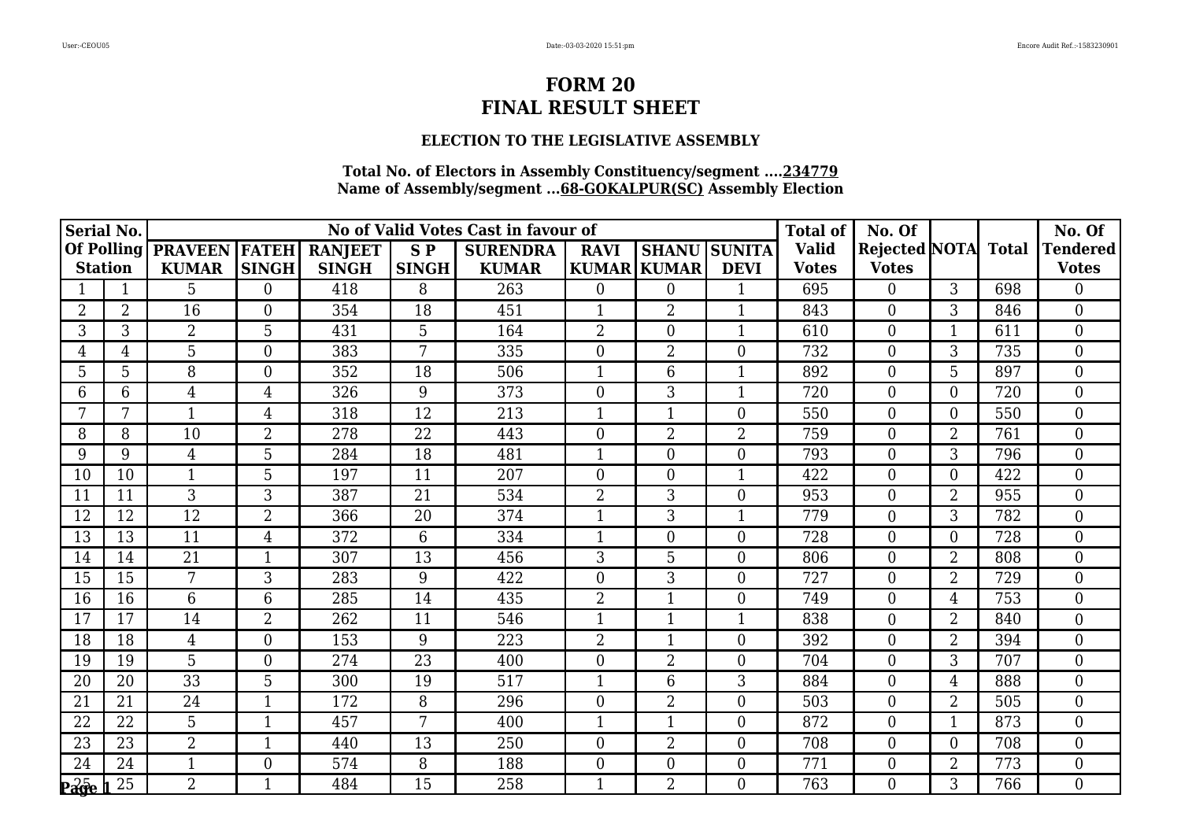# FORM 20
# FINAL RESULT SHEET

### ELECTION TO THE LEGISLATIVE ASSEMBLY

**Total No. of Electors in Assembly Constituency/segment ....234779**
**Name of Assembly/segment ...68-GOKALPUR(SC) Assembly Election**

| Serial No. Of Polling Station | | No of Valid Votes Cast in favour of | | | | | | | | Total of Valid Votes | No. Of Rejected Votes | NOTA | Total | No. Of Tendered Votes |
|---|---|---|---|---|---|---|---|---|---|---|---|---|---|---|
| | | PRAVEEN KUMAR | FATEH SINGH | RANJEET SINGH | S P SINGH | SURENDRA KUMAR | RAVI KUMAR | SHANU KUMAR | SUNITA DEVI | | | | | |
| 1 | 1 | 5 | 0 | 418 | 8 | 263 | 0 | 0 | 1 | 695 | 0 | 3 | 698 | 0 |
| 2 | 2 | 16 | 0 | 354 | 18 | 451 | 1 | 2 | 1 | 843 | 0 | 3 | 846 | 0 |
| 3 | 3 | 2 | 5 | 431 | 5 | 164 | 2 | 0 | 1 | 610 | 0 | 1 | 611 | 0 |
| 4 | 4 | 5 | 0 | 383 | 7 | 335 | 0 | 2 | 0 | 732 | 0 | 3 | 735 | 0 |
| 5 | 5 | 8 | 0 | 352 | 18 | 506 | 1 | 6 | 1 | 892 | 0 | 5 | 897 | 0 |
| 6 | 6 | 4 | 4 | 326 | 9 | 373 | 0 | 3 | 1 | 720 | 0 | 0 | 720 | 0 |
| 7 | 7 | 1 | 4 | 318 | 12 | 213 | 1 | 1 | 0 | 550 | 0 | 0 | 550 | 0 |
| 8 | 8 | 10 | 2 | 278 | 22 | 443 | 0 | 2 | 2 | 759 | 0 | 2 | 761 | 0 |
| 9 | 9 | 4 | 5 | 284 | 18 | 481 | 1 | 0 | 0 | 793 | 0 | 3 | 796 | 0 |
| 10 | 10 | 1 | 5 | 197 | 11 | 207 | 0 | 0 | 1 | 422 | 0 | 0 | 422 | 0 |
| 11 | 11 | 3 | 3 | 387 | 21 | 534 | 2 | 3 | 0 | 953 | 0 | 2 | 955 | 0 |
| 12 | 12 | 12 | 2 | 366 | 20 | 374 | 1 | 3 | 1 | 779 | 0 | 3 | 782 | 0 |
| 13 | 13 | 11 | 4 | 372 | 6 | 334 | 1 | 0 | 0 | 728 | 0 | 0 | 728 | 0 |
| 14 | 14 | 21 | 1 | 307 | 13 | 456 | 3 | 5 | 0 | 806 | 0 | 2 | 808 | 0 |
| 15 | 15 | 7 | 3 | 283 | 9 | 422 | 0 | 3 | 0 | 727 | 0 | 2 | 729 | 0 |
| 16 | 16 | 6 | 6 | 285 | 14 | 435 | 2 | 1 | 0 | 749 | 0 | 4 | 753 | 0 |
| 17 | 17 | 14 | 2 | 262 | 11 | 546 | 1 | 1 | 1 | 838 | 0 | 2 | 840 | 0 |
| 18 | 18 | 4 | 0 | 153 | 9 | 223 | 2 | 1 | 0 | 392 | 0 | 2 | 394 | 0 |
| 19 | 19 | 5 | 0 | 274 | 23 | 400 | 0 | 2 | 0 | 704 | 0 | 3 | 707 | 0 |
| 20 | 20 | 33 | 5 | 300 | 19 | 517 | 1 | 6 | 3 | 884 | 0 | 4 | 888 | 0 |
| 21 | 21 | 24 | 1 | 172 | 8 | 296 | 0 | 2 | 0 | 503 | 0 | 2 | 505 | 0 |
| 22 | 22 | 5 | 1 | 457 | 7 | 400 | 1 | 1 | 0 | 872 | 0 | 1 | 873 | 0 |
| 23 | 23 | 2 | 1 | 440 | 13 | 250 | 0 | 2 | 0 | 708 | 0 | 0 | 708 | 0 |
| 24 | 24 | 1 | 0 | 574 | 8 | 188 | 0 | 0 | 0 | 771 | 0 | 2 | 773 | 0 |
| 25 | 25 | 2 | 1 | 484 | 15 | 258 | 1 | 2 | 0 | 763 | 0 | 3 | 766 | 0 |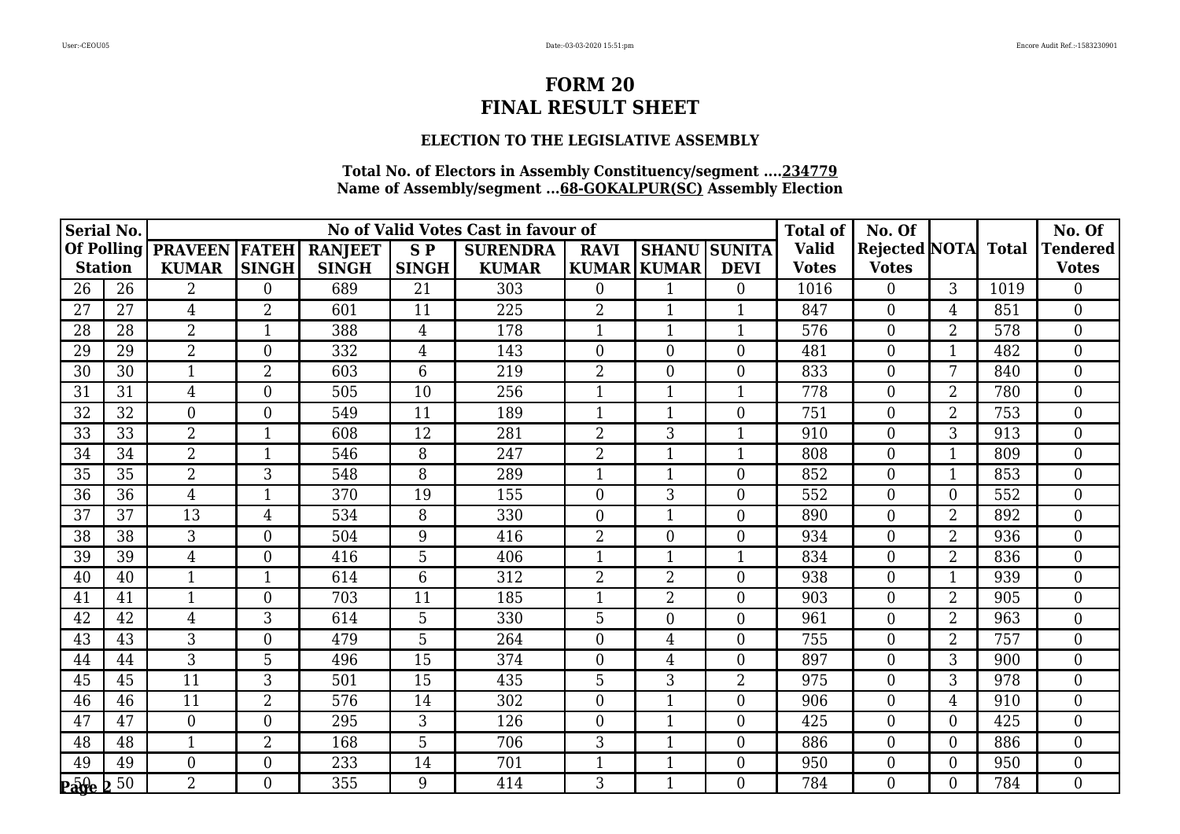# FORM 20
# FINAL RESULT SHEET

### ELECTION TO THE LEGISLATIVE ASSEMBLY

**Total No. of Electors in Assembly Constituency/segment ....234779**
**Name of Assembly/segment ...68-GOKALPUR(SC) Assembly Election**

| Serial No. Of Polling Station | | No of Valid Votes Cast in favour of | | | | | | | | Total of Valid Votes | No. Of Rejected Votes | NOTA | Total | No. Of Tendered Votes |
|---|---|---|---|---|---|---|---|---|---|---|---|---|---|---|
| | | PRAVEEN KUMAR | FATEH SINGH | RANJEET SINGH | S P SINGH | SURENDRA KUMAR | RAVI KUMAR | SHANU KUMAR | SUNITA DEVI | | | | | |
| 26 | 26 | 2 | 0 | 689 | 21 | 303 | 0 | 1 | 0 | 1016 | 0 | 3 | 1019 | 0 |
| 27 | 27 | 4 | 2 | 601 | 11 | 225 | 2 | 1 | 1 | 847 | 0 | 4 | 851 | 0 |
| 28 | 28 | 2 | 1 | 388 | 4 | 178 | 1 | 1 | 1 | 576 | 0 | 2 | 578 | 0 |
| 29 | 29 | 2 | 0 | 332 | 4 | 143 | 0 | 0 | 0 | 481 | 0 | 1 | 482 | 0 |
| 30 | 30 | 1 | 2 | 603 | 6 | 219 | 2 | 0 | 0 | 833 | 0 | 7 | 840 | 0 |
| 31 | 31 | 4 | 0 | 505 | 10 | 256 | 1 | 1 | 1 | 778 | 0 | 2 | 780 | 0 |
| 32 | 32 | 0 | 0 | 549 | 11 | 189 | 1 | 1 | 0 | 751 | 0 | 2 | 753 | 0 |
| 33 | 33 | 2 | 1 | 608 | 12 | 281 | 2 | 3 | 1 | 910 | 0 | 3 | 913 | 0 |
| 34 | 34 | 2 | 1 | 546 | 8 | 247 | 2 | 1 | 1 | 808 | 0 | 1 | 809 | 0 |
| 35 | 35 | 2 | 3 | 548 | 8 | 289 | 1 | 1 | 0 | 852 | 0 | 1 | 853 | 0 |
| 36 | 36 | 4 | 1 | 370 | 19 | 155 | 0 | 3 | 0 | 552 | 0 | 0 | 552 | 0 |
| 37 | 37 | 13 | 4 | 534 | 8 | 330 | 0 | 1 | 0 | 890 | 0 | 2 | 892 | 0 |
| 38 | 38 | 3 | 0 | 504 | 9 | 416 | 2 | 0 | 0 | 934 | 0 | 2 | 936 | 0 |
| 39 | 39 | 4 | 0 | 416 | 5 | 406 | 1 | 1 | 1 | 834 | 0 | 2 | 836 | 0 |
| 40 | 40 | 1 | 1 | 614 | 6 | 312 | 2 | 2 | 0 | 938 | 0 | 1 | 939 | 0 |
| 41 | 41 | 1 | 0 | 703 | 11 | 185 | 1 | 2 | 0 | 903 | 0 | 2 | 905 | 0 |
| 42 | 42 | 4 | 3 | 614 | 5 | 330 | 5 | 0 | 0 | 961 | 0 | 2 | 963 | 0 |
| 43 | 43 | 3 | 0 | 479 | 5 | 264 | 0 | 4 | 0 | 755 | 0 | 2 | 757 | 0 |
| 44 | 44 | 3 | 5 | 496 | 15 | 374 | 0 | 4 | 0 | 897 | 0 | 3 | 900 | 0 |
| 45 | 45 | 11 | 3 | 501 | 15 | 435 | 5 | 3 | 2 | 975 | 0 | 3 | 978 | 0 |
| 46 | 46 | 11 | 2 | 576 | 14 | 302 | 0 | 1 | 0 | 906 | 0 | 4 | 910 | 0 |
| 47 | 47 | 0 | 0 | 295 | 3 | 126 | 0 | 1 | 0 | 425 | 0 | 0 | 425 | 0 |
| 48 | 48 | 1 | 2 | 168 | 5 | 706 | 3 | 1 | 0 | 886 | 0 | 0 | 886 | 0 |
| 49 | 49 | 0 | 0 | 233 | 14 | 701 | 1 | 1 | 0 | 950 | 0 | 0 | 950 | 0 |
| 50 | 50 | 2 | 0 | 355 | 9 | 414 | 3 | 1 | 0 | 784 | 0 | 0 | 784 | 0 |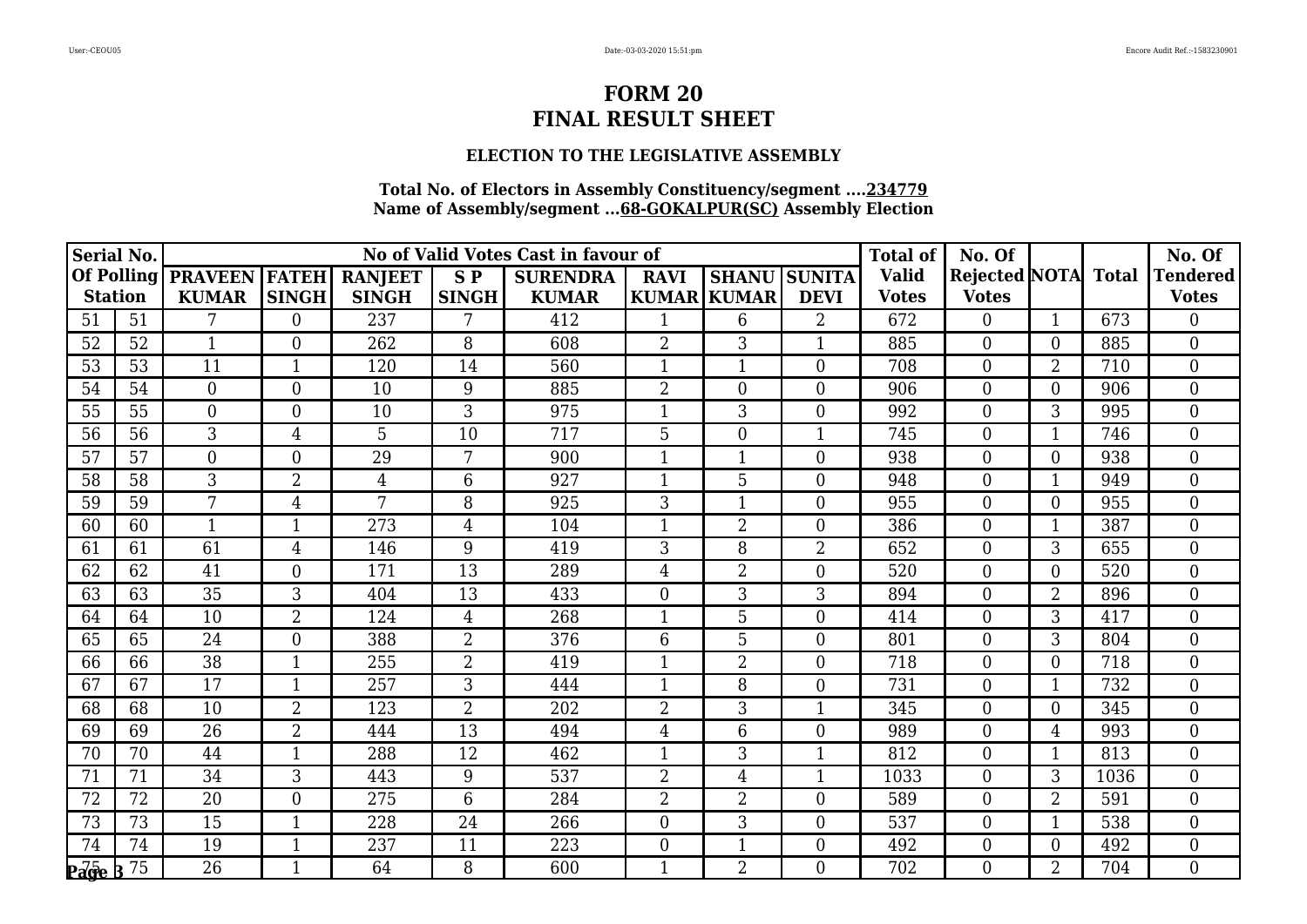# FORM 20
# FINAL RESULT SHEET

### ELECTION TO THE LEGISLATIVE ASSEMBLY

**Total No. of Electors in Assembly Constituency/segment ....234779**
**Name of Assembly/segment ...68-GOKALPUR(SC) Assembly Election**

| Serial No. Of Polling Station | | No of Valid Votes Cast in favour of | | | | | | | | Total of Valid Votes | No. Of Rejected Votes | NOTA | Total | No. Of Tendered Votes |
|---|---|---|---|---|---|---|---|---|---|---|---|---|---|---|
| | | PRAVEEN KUMAR | FATEH SINGH | RANJEET SINGH | S P SINGH | SURENDRA KUMAR | RAVI KUMAR | SHANU KUMAR | SUNITA DEVI | | | | | |
| 51 | 51 | 7 | 0 | 237 | 7 | 412 | 1 | 6 | 2 | 672 | 0 | 1 | 673 | 0 |
| 52 | 52 | 1 | 0 | 262 | 8 | 608 | 2 | 3 | 1 | 885 | 0 | 0 | 885 | 0 |
| 53 | 53 | 11 | 1 | 120 | 14 | 560 | 1 | 1 | 0 | 708 | 0 | 2 | 710 | 0 |
| 54 | 54 | 0 | 0 | 10 | 9 | 885 | 2 | 0 | 0 | 906 | 0 | 0 | 906 | 0 |
| 55 | 55 | 0 | 0 | 10 | 3 | 975 | 1 | 3 | 0 | 992 | 0 | 3 | 995 | 0 |
| 56 | 56 | 3 | 4 | 5 | 10 | 717 | 5 | 0 | 1 | 745 | 0 | 1 | 746 | 0 |
| 57 | 57 | 0 | 0 | 29 | 7 | 900 | 1 | 1 | 0 | 938 | 0 | 0 | 938 | 0 |
| 58 | 58 | 3 | 2 | 4 | 6 | 927 | 1 | 5 | 0 | 948 | 0 | 1 | 949 | 0 |
| 59 | 59 | 7 | 4 | 7 | 8 | 925 | 3 | 1 | 0 | 955 | 0 | 0 | 955 | 0 |
| 60 | 60 | 1 | 1 | 273 | 4 | 104 | 1 | 2 | 0 | 386 | 0 | 1 | 387 | 0 |
| 61 | 61 | 61 | 4 | 146 | 9 | 419 | 3 | 8 | 2 | 652 | 0 | 3 | 655 | 0 |
| 62 | 62 | 41 | 0 | 171 | 13 | 289 | 4 | 2 | 0 | 520 | 0 | 0 | 520 | 0 |
| 63 | 63 | 35 | 3 | 404 | 13 | 433 | 0 | 3 | 3 | 894 | 0 | 2 | 896 | 0 |
| 64 | 64 | 10 | 2 | 124 | 4 | 268 | 1 | 5 | 0 | 414 | 0 | 3 | 417 | 0 |
| 65 | 65 | 24 | 0 | 388 | 2 | 376 | 6 | 5 | 0 | 801 | 0 | 3 | 804 | 0 |
| 66 | 66 | 38 | 1 | 255 | 2 | 419 | 1 | 2 | 0 | 718 | 0 | 0 | 718 | 0 |
| 67 | 67 | 17 | 1 | 257 | 3 | 444 | 1 | 8 | 0 | 731 | 0 | 1 | 732 | 0 |
| 68 | 68 | 10 | 2 | 123 | 2 | 202 | 2 | 3 | 1 | 345 | 0 | 0 | 345 | 0 |
| 69 | 69 | 26 | 2 | 444 | 13 | 494 | 4 | 6 | 0 | 989 | 0 | 4 | 993 | 0 |
| 70 | 70 | 44 | 1 | 288 | 12 | 462 | 1 | 3 | 1 | 812 | 0 | 1 | 813 | 0 |
| 71 | 71 | 34 | 3 | 443 | 9 | 537 | 2 | 4 | 1 | 1033 | 0 | 3 | 1036 | 0 |
| 72 | 72 | 20 | 0 | 275 | 6 | 284 | 2 | 2 | 0 | 589 | 0 | 2 | 591 | 0 |
| 73 | 73 | 15 | 1 | 228 | 24 | 266 | 0 | 3 | 0 | 537 | 0 | 1 | 538 | 0 |
| 74 | 74 | 19 | 1 | 237 | 11 | 223 | 0 | 1 | 0 | 492 | 0 | 0 | 492 | 0 |
| 75 | 75 | 26 | 1 | 64 | 8 | 600 | 1 | 2 | 0 | 702 | 0 | 2 | 704 | 0 |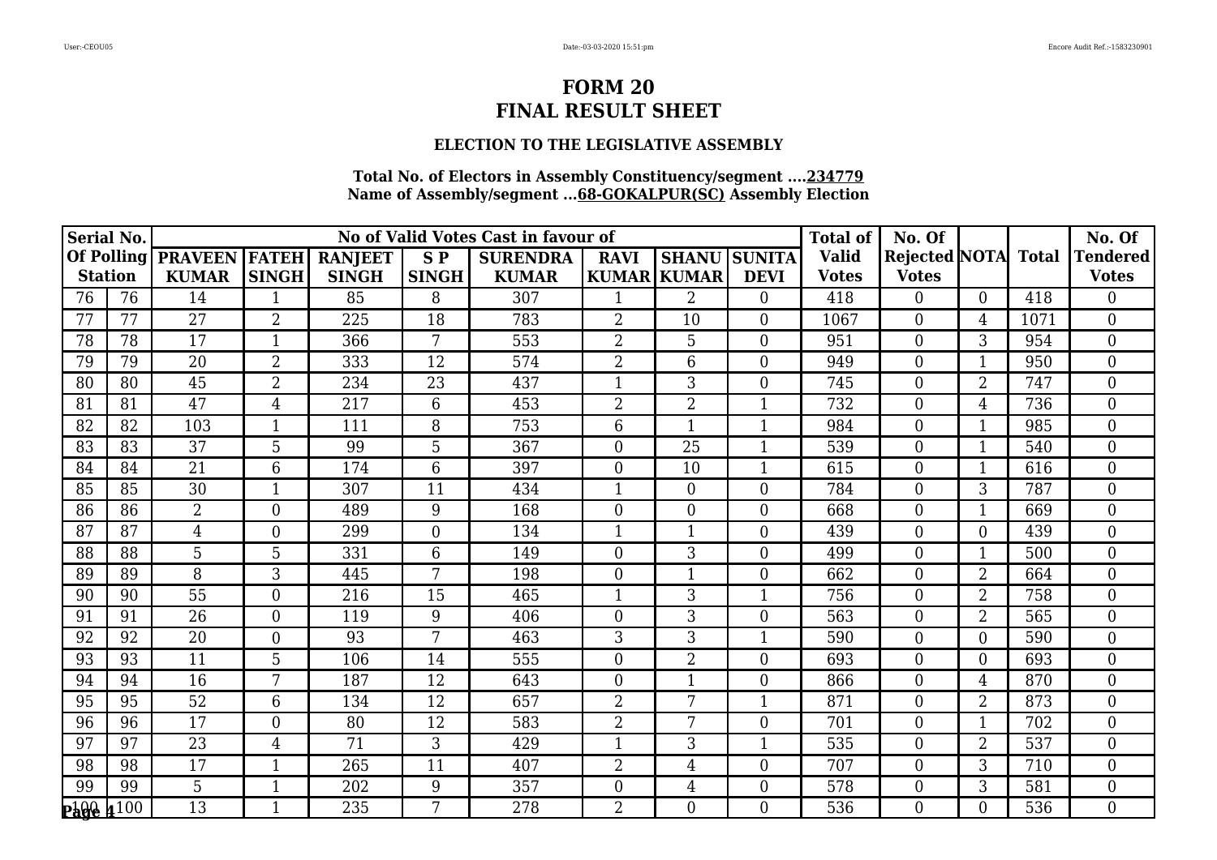# FORM 20
# FINAL RESULT SHEET

### ELECTION TO THE LEGISLATIVE ASSEMBLY

**Total No. of Electors in Assembly Constituency/segment ....234779**
**Name of Assembly/segment ...68-GOKALPUR(SC) Assembly Election**

| Serial No. Of Polling Station | | No of Valid Votes Cast in favour of | | | | | | | | Total of Valid Votes | No. Of Rejected Votes | NOTA | Total | No. Of Tendered Votes |
|---|---|---|---|---|---|---|---|---|---|---|---|---|---|---|
| | | PRAVEEN KUMAR | FATEH SINGH | RANJEET SINGH | S P SINGH | SURENDRA KUMAR | RAVI KUMAR | SHANU KUMAR | SUNITA DEVI | | | | | |
| 76 | 76 | 14 | 1 | 85 | 8 | 307 | 1 | 2 | 0 | 418 | 0 | 0 | 418 | 0 |
| 77 | 77 | 27 | 2 | 225 | 18 | 783 | 2 | 10 | 0 | 1067 | 0 | 4 | 1071 | 0 |
| 78 | 78 | 17 | 1 | 366 | 7 | 553 | 2 | 5 | 0 | 951 | 0 | 3 | 954 | 0 |
| 79 | 79 | 20 | 2 | 333 | 12 | 574 | 2 | 6 | 0 | 949 | 0 | 1 | 950 | 0 |
| 80 | 80 | 45 | 2 | 234 | 23 | 437 | 1 | 3 | 0 | 745 | 0 | 2 | 747 | 0 |
| 81 | 81 | 47 | 4 | 217 | 6 | 453 | 2 | 2 | 1 | 732 | 0 | 4 | 736 | 0 |
| 82 | 82 | 103 | 1 | 111 | 8 | 753 | 6 | 1 | 1 | 984 | 0 | 1 | 985 | 0 |
| 83 | 83 | 37 | 5 | 99 | 5 | 367 | 0 | 25 | 1 | 539 | 0 | 1 | 540 | 0 |
| 84 | 84 | 21 | 6 | 174 | 6 | 397 | 0 | 10 | 1 | 615 | 0 | 1 | 616 | 0 |
| 85 | 85 | 30 | 1 | 307 | 11 | 434 | 1 | 0 | 0 | 784 | 0 | 3 | 787 | 0 |
| 86 | 86 | 2 | 0 | 489 | 9 | 168 | 0 | 0 | 0 | 668 | 0 | 1 | 669 | 0 |
| 87 | 87 | 4 | 0 | 299 | 0 | 134 | 1 | 1 | 0 | 439 | 0 | 0 | 439 | 0 |
| 88 | 88 | 5 | 5 | 331 | 6 | 149 | 0 | 3 | 0 | 499 | 0 | 1 | 500 | 0 |
| 89 | 89 | 8 | 3 | 445 | 7 | 198 | 0 | 1 | 0 | 662 | 0 | 2 | 664 | 0 |
| 90 | 90 | 55 | 0 | 216 | 15 | 465 | 1 | 3 | 1 | 756 | 0 | 2 | 758 | 0 |
| 91 | 91 | 26 | 0 | 119 | 9 | 406 | 0 | 3 | 0 | 563 | 0 | 2 | 565 | 0 |
| 92 | 92 | 20 | 0 | 93 | 7 | 463 | 3 | 3 | 1 | 590 | 0 | 0 | 590 | 0 |
| 93 | 93 | 11 | 5 | 106 | 14 | 555 | 0 | 2 | 0 | 693 | 0 | 0 | 693 | 0 |
| 94 | 94 | 16 | 7 | 187 | 12 | 643 | 0 | 1 | 0 | 866 | 0 | 4 | 870 | 0 |
| 95 | 95 | 52 | 6 | 134 | 12 | 657 | 2 | 7 | 1 | 871 | 0 | 2 | 873 | 0 |
| 96 | 96 | 17 | 0 | 80 | 12 | 583 | 2 | 7 | 0 | 701 | 0 | 1 | 702 | 0 |
| 97 | 97 | 23 | 4 | 71 | 3 | 429 | 1 | 3 | 1 | 535 | 0 | 2 | 537 | 0 |
| 98 | 98 | 17 | 1 | 265 | 11 | 407 | 2 | 4 | 0 | 707 | 0 | 3 | 710 | 0 |
| 99 | 99 | 5 | 1 | 202 | 9 | 357 | 0 | 4 | 0 | 578 | 0 | 3 | 581 | 0 |
| 100 | 100 | 13 | 1 | 235 | 7 | 278 | 2 | 0 | 0 | 536 | 0 | 0 | 536 | 0 |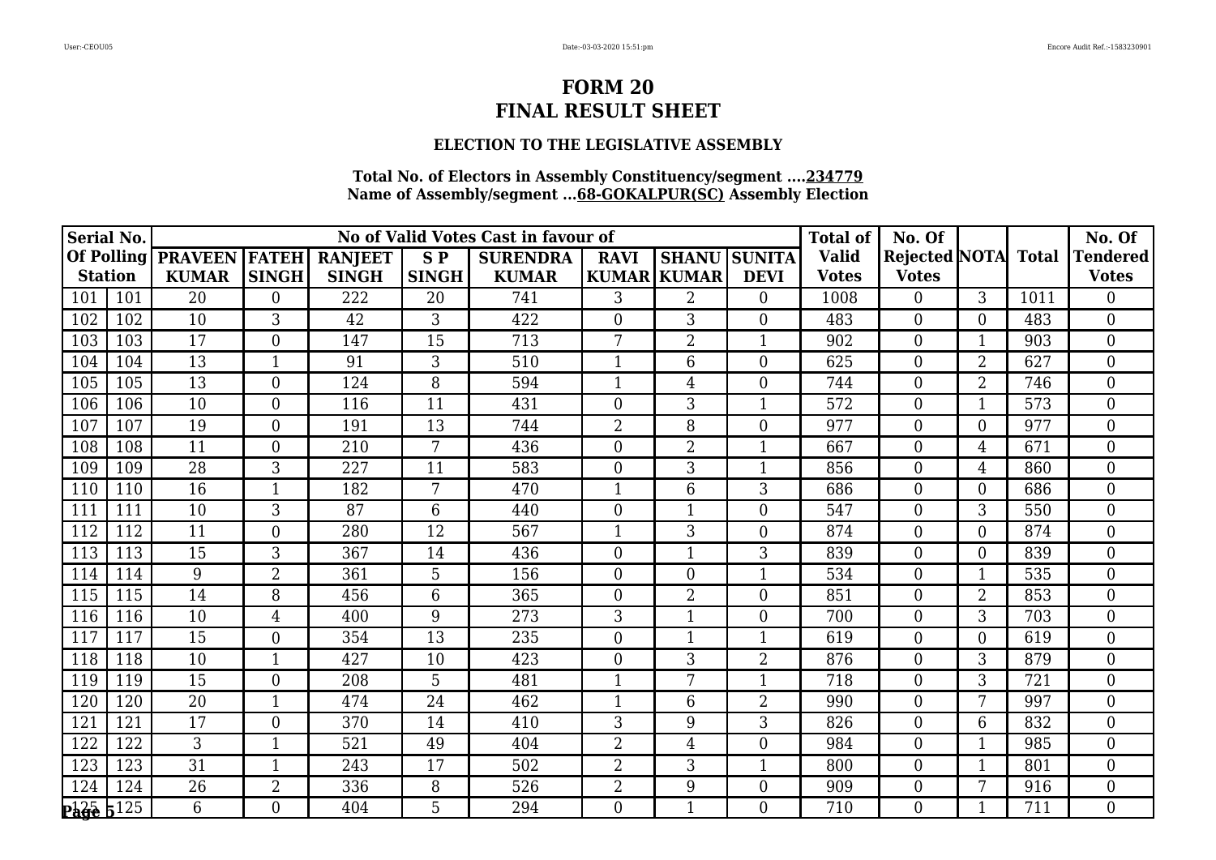# FORM 20
# FINAL RESULT SHEET

### ELECTION TO THE LEGISLATIVE ASSEMBLY

**Total No. of Electors in Assembly Constituency/segment ....234779**
**Name of Assembly/segment ...68-GOKALPUR(SC) Assembly Election**

| Serial No. Of Polling Station | | No of Valid Votes Cast in favour of | | | | | | | | Total of Valid Votes | No. Of Rejected Votes | NOTA | Total | No. Of Tendered Votes |
|---|---|---|---|---|---|---|---|---|---|---|---|---|---|---|
| | | PRAVEEN KUMAR | FATEH SINGH | RANJEET SINGH | S P SINGH | SURENDRA KUMAR | RAVI KUMAR | SHANU KUMAR | SUNITA DEVI | | | | | |
| 101 | 101 | 20 | 0 | 222 | 20 | 741 | 3 | 2 | 0 | 1008 | 0 | 3 | 1011 | 0 |
| 102 | 102 | 10 | 3 | 42 | 3 | 422 | 0 | 3 | 0 | 483 | 0 | 0 | 483 | 0 |
| 103 | 103 | 17 | 0 | 147 | 15 | 713 | 7 | 2 | 1 | 902 | 0 | 1 | 903 | 0 |
| 104 | 104 | 13 | 1 | 91 | 3 | 510 | 1 | 6 | 0 | 625 | 0 | 2 | 627 | 0 |
| 105 | 105 | 13 | 0 | 124 | 8 | 594 | 1 | 4 | 0 | 744 | 0 | 2 | 746 | 0 |
| 106 | 106 | 10 | 0 | 116 | 11 | 431 | 0 | 3 | 1 | 572 | 0 | 1 | 573 | 0 |
| 107 | 107 | 19 | 0 | 191 | 13 | 744 | 2 | 8 | 0 | 977 | 0 | 0 | 977 | 0 |
| 108 | 108 | 11 | 0 | 210 | 7 | 436 | 0 | 2 | 1 | 667 | 0 | 4 | 671 | 0 |
| 109 | 109 | 28 | 3 | 227 | 11 | 583 | 0 | 3 | 1 | 856 | 0 | 4 | 860 | 0 |
| 110 | 110 | 16 | 1 | 182 | 7 | 470 | 1 | 6 | 3 | 686 | 0 | 0 | 686 | 0 |
| 111 | 111 | 10 | 3 | 87 | 6 | 440 | 0 | 1 | 0 | 547 | 0 | 3 | 550 | 0 |
| 112 | 112 | 11 | 0 | 280 | 12 | 567 | 1 | 3 | 0 | 874 | 0 | 0 | 874 | 0 |
| 113 | 113 | 15 | 3 | 367 | 14 | 436 | 0 | 1 | 3 | 839 | 0 | 0 | 839 | 0 |
| 114 | 114 | 9 | 2 | 361 | 5 | 156 | 0 | 0 | 1 | 534 | 0 | 1 | 535 | 0 |
| 115 | 115 | 14 | 8 | 456 | 6 | 365 | 0 | 2 | 0 | 851 | 0 | 2 | 853 | 0 |
| 116 | 116 | 10 | 4 | 400 | 9 | 273 | 3 | 1 | 0 | 700 | 0 | 3 | 703 | 0 |
| 117 | 117 | 15 | 0 | 354 | 13 | 235 | 0 | 1 | 1 | 619 | 0 | 0 | 619 | 0 |
| 118 | 118 | 10 | 1 | 427 | 10 | 423 | 0 | 3 | 2 | 876 | 0 | 3 | 879 | 0 |
| 119 | 119 | 15 | 0 | 208 | 5 | 481 | 1 | 7 | 1 | 718 | 0 | 3 | 721 | 0 |
| 120 | 120 | 20 | 1 | 474 | 24 | 462 | 1 | 6 | 2 | 990 | 0 | 7 | 997 | 0 |
| 121 | 121 | 17 | 0 | 370 | 14 | 410 | 3 | 9 | 3 | 826 | 0 | 6 | 832 | 0 |
| 122 | 122 | 3 | 1 | 521 | 49 | 404 | 2 | 4 | 0 | 984 | 0 | 1 | 985 | 0 |
| 123 | 123 | 31 | 1 | 243 | 17 | 502 | 2 | 3 | 1 | 800 | 0 | 1 | 801 | 0 |
| 124 | 124 | 26 | 2 | 336 | 8 | 526 | 2 | 9 | 0 | 909 | 0 | 7 | 916 | 0 |
| 125 | 125 | 6 | 0 | 404 | 5 | 294 | 0 | 1 | 0 | 710 | 0 | 1 | 711 | 0 |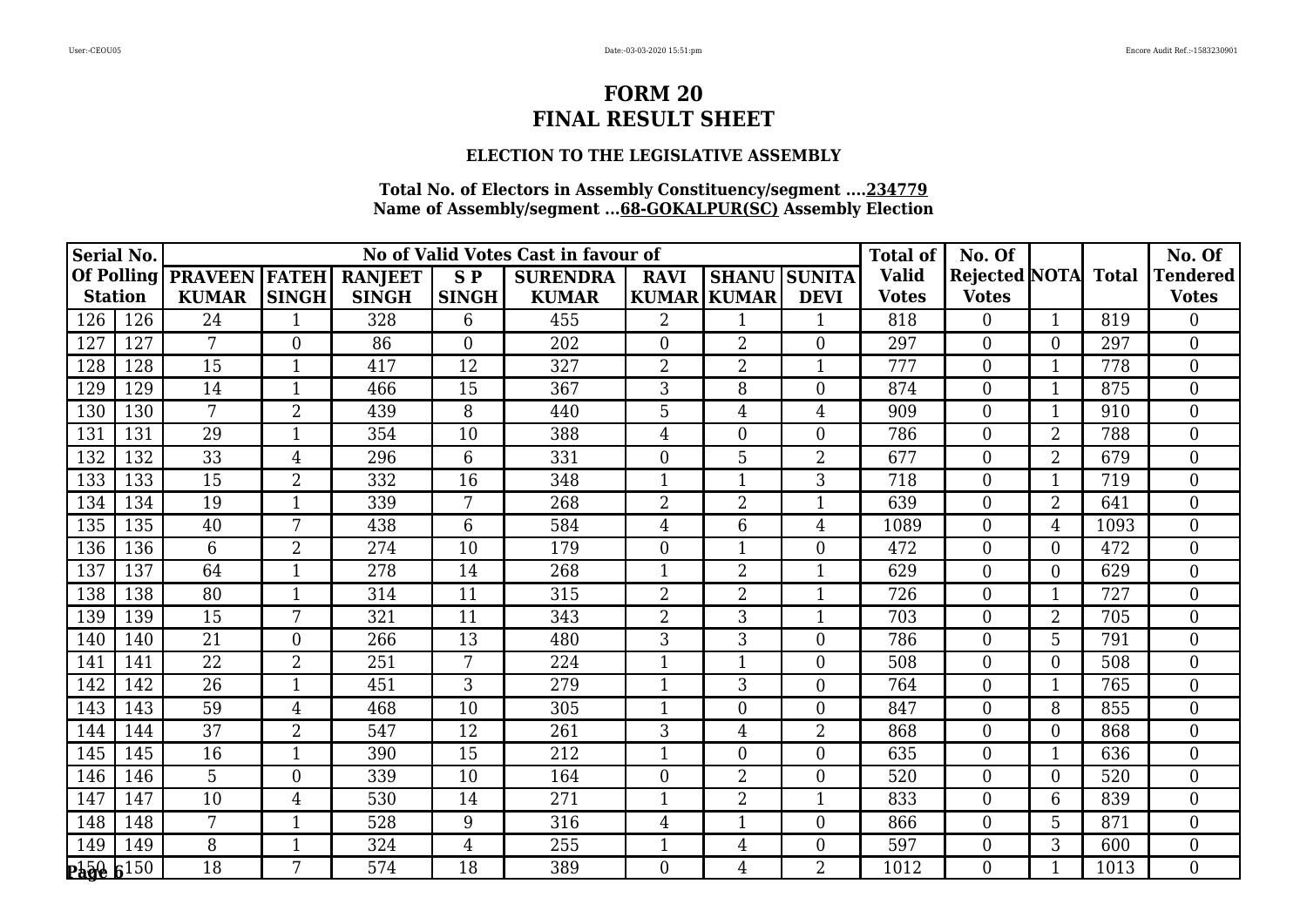# FORM 20
# FINAL RESULT SHEET

### ELECTION TO THE LEGISLATIVE ASSEMBLY

**Total No. of Electors in Assembly Constituency/segment ....234779**
**Name of Assembly/segment ...68-GOKALPUR(SC) Assembly Election**

| Serial No. Of Polling Station | | No of Valid Votes Cast in favour of | | | | | | | | Total of Valid Votes | No. Of Rejected Votes | NOTA | Total | No. Of Tendered Votes |
|---|---|---|---|---|---|---|---|---|---|---|---|---|---|---|
| | | PRAVEEN KUMAR | FATEH SINGH | RANJEET SINGH | S P SINGH | SURENDRA KUMAR | RAVI KUMAR | SHANU KUMAR | SUNITA DEVI | | | | | |
| 126 | 126 | 24 | 1 | 328 | 6 | 455 | 2 | 1 | 1 | 818 | 0 | 1 | 819 | 0 |
| 127 | 127 | 7 | 0 | 86 | 0 | 202 | 0 | 2 | 0 | 297 | 0 | 0 | 297 | 0 |
| 128 | 128 | 15 | 1 | 417 | 12 | 327 | 2 | 2 | 1 | 777 | 0 | 1 | 778 | 0 |
| 129 | 129 | 14 | 1 | 466 | 15 | 367 | 3 | 8 | 0 | 874 | 0 | 1 | 875 | 0 |
| 130 | 130 | 7 | 2 | 439 | 8 | 440 | 5 | 4 | 4 | 909 | 0 | 1 | 910 | 0 |
| 131 | 131 | 29 | 1 | 354 | 10 | 388 | 4 | 0 | 0 | 786 | 0 | 2 | 788 | 0 |
| 132 | 132 | 33 | 4 | 296 | 6 | 331 | 0 | 5 | 2 | 677 | 0 | 2 | 679 | 0 |
| 133 | 133 | 15 | 2 | 332 | 16 | 348 | 1 | 1 | 3 | 718 | 0 | 1 | 719 | 0 |
| 134 | 134 | 19 | 1 | 339 | 7 | 268 | 2 | 2 | 1 | 639 | 0 | 2 | 641 | 0 |
| 135 | 135 | 40 | 7 | 438 | 6 | 584 | 4 | 6 | 4 | 1089 | 0 | 4 | 1093 | 0 |
| 136 | 136 | 6 | 2 | 274 | 10 | 179 | 0 | 1 | 0 | 472 | 0 | 0 | 472 | 0 |
| 137 | 137 | 64 | 1 | 278 | 14 | 268 | 1 | 2 | 1 | 629 | 0 | 0 | 629 | 0 |
| 138 | 138 | 80 | 1 | 314 | 11 | 315 | 2 | 2 | 1 | 726 | 0 | 1 | 727 | 0 |
| 139 | 139 | 15 | 7 | 321 | 11 | 343 | 2 | 3 | 1 | 703 | 0 | 2 | 705 | 0 |
| 140 | 140 | 21 | 0 | 266 | 13 | 480 | 3 | 3 | 0 | 786 | 0 | 5 | 791 | 0 |
| 141 | 141 | 22 | 2 | 251 | 7 | 224 | 1 | 1 | 0 | 508 | 0 | 0 | 508 | 0 |
| 142 | 142 | 26 | 1 | 451 | 3 | 279 | 1 | 3 | 0 | 764 | 0 | 1 | 765 | 0 |
| 143 | 143 | 59 | 4 | 468 | 10 | 305 | 1 | 0 | 0 | 847 | 0 | 8 | 855 | 0 |
| 144 | 144 | 37 | 2 | 547 | 12 | 261 | 3 | 4 | 2 | 868 | 0 | 0 | 868 | 0 |
| 145 | 145 | 16 | 1 | 390 | 15 | 212 | 1 | 0 | 0 | 635 | 0 | 1 | 636 | 0 |
| 146 | 146 | 5 | 0 | 339 | 10 | 164 | 0 | 2 | 0 | 520 | 0 | 0 | 520 | 0 |
| 147 | 147 | 10 | 4 | 530 | 14 | 271 | 1 | 2 | 1 | 833 | 0 | 6 | 839 | 0 |
| 148 | 148 | 7 | 1 | 528 | 9 | 316 | 4 | 1 | 0 | 866 | 0 | 5 | 871 | 0 |
| 149 | 149 | 8 | 1 | 324 | 4 | 255 | 1 | 4 | 0 | 597 | 0 | 3 | 600 | 0 |
| 150 | 150 | 18 | 7 | 574 | 18 | 389 | 0 | 4 | 2 | 1012 | 0 | 1 | 1013 | 0 |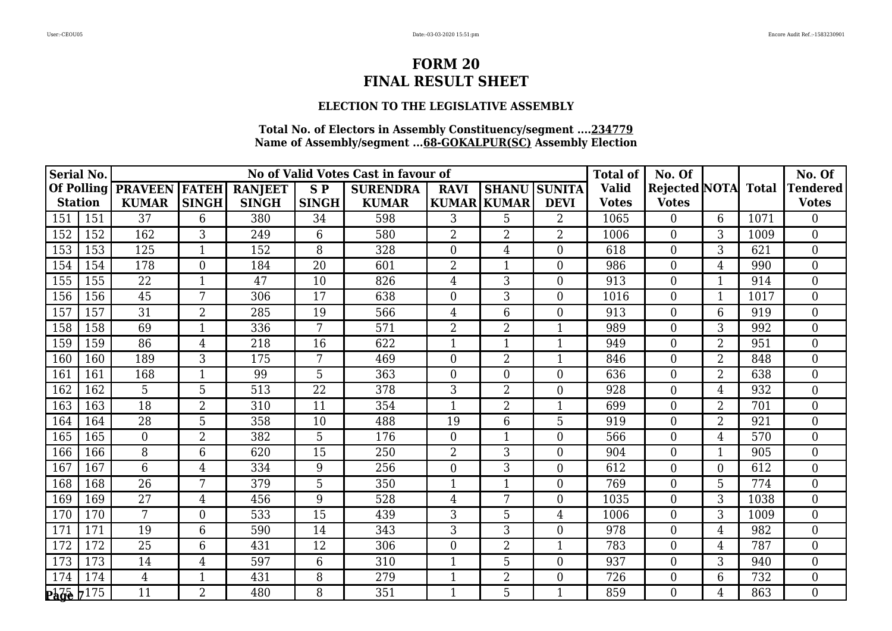# FORM 20
# FINAL RESULT SHEET

### ELECTION TO THE LEGISLATIVE ASSEMBLY

**Total No. of Electors in Assembly Constituency/segment ....234779**
**Name of Assembly/segment ...68-GOKALPUR(SC) Assembly Election**

| Serial No. Of Polling Station | | No of Valid Votes Cast in favour of | | | | | | | | Total of Valid Votes | No. Of Rejected Votes | NOTA | Total | No. Of Tendered Votes |
|---|---|---|---|---|---|---|---|---|---|---|---|---|---|---|
| | | PRAVEEN KUMAR | FATEH SINGH | RANJEET SINGH | S P SINGH | SURENDRA KUMAR | RAVI KUMAR | SHANU KUMAR | SUNITA DEVI | | | | | |
| 151 | 151 | 37 | 6 | 380 | 34 | 598 | 3 | 5 | 2 | 1065 | 0 | 6 | 1071 | 0 |
| 152 | 152 | 162 | 3 | 249 | 6 | 580 | 2 | 2 | 2 | 1006 | 0 | 3 | 1009 | 0 |
| 153 | 153 | 125 | 1 | 152 | 8 | 328 | 0 | 4 | 0 | 618 | 0 | 3 | 621 | 0 |
| 154 | 154 | 178 | 0 | 184 | 20 | 601 | 2 | 1 | 0 | 986 | 0 | 4 | 990 | 0 |
| 155 | 155 | 22 | 1 | 47 | 10 | 826 | 4 | 3 | 0 | 913 | 0 | 1 | 914 | 0 |
| 156 | 156 | 45 | 7 | 306 | 17 | 638 | 0 | 3 | 0 | 1016 | 0 | 1 | 1017 | 0 |
| 157 | 157 | 31 | 2 | 285 | 19 | 566 | 4 | 6 | 0 | 913 | 0 | 6 | 919 | 0 |
| 158 | 158 | 69 | 1 | 336 | 7 | 571 | 2 | 2 | 1 | 989 | 0 | 3 | 992 | 0 |
| 159 | 159 | 86 | 4 | 218 | 16 | 622 | 1 | 1 | 1 | 949 | 0 | 2 | 951 | 0 |
| 160 | 160 | 189 | 3 | 175 | 7 | 469 | 0 | 2 | 1 | 846 | 0 | 2 | 848 | 0 |
| 161 | 161 | 168 | 1 | 99 | 5 | 363 | 0 | 0 | 0 | 636 | 0 | 2 | 638 | 0 |
| 162 | 162 | 5 | 5 | 513 | 22 | 378 | 3 | 2 | 0 | 928 | 0 | 4 | 932 | 0 |
| 163 | 163 | 18 | 2 | 310 | 11 | 354 | 1 | 2 | 1 | 699 | 0 | 2 | 701 | 0 |
| 164 | 164 | 28 | 5 | 358 | 10 | 488 | 19 | 6 | 5 | 919 | 0 | 2 | 921 | 0 |
| 165 | 165 | 0 | 2 | 382 | 5 | 176 | 0 | 1 | 0 | 566 | 0 | 4 | 570 | 0 |
| 166 | 166 | 8 | 6 | 620 | 15 | 250 | 2 | 3 | 0 | 904 | 0 | 1 | 905 | 0 |
| 167 | 167 | 6 | 4 | 334 | 9 | 256 | 0 | 3 | 0 | 612 | 0 | 0 | 612 | 0 |
| 168 | 168 | 26 | 7 | 379 | 5 | 350 | 1 | 1 | 0 | 769 | 0 | 5 | 774 | 0 |
| 169 | 169 | 27 | 4 | 456 | 9 | 528 | 4 | 7 | 0 | 1035 | 0 | 3 | 1038 | 0 |
| 170 | 170 | 7 | 0 | 533 | 15 | 439 | 3 | 5 | 4 | 1006 | 0 | 3 | 1009 | 0 |
| 171 | 171 | 19 | 6 | 590 | 14 | 343 | 3 | 3 | 0 | 978 | 0 | 4 | 982 | 0 |
| 172 | 172 | 25 | 6 | 431 | 12 | 306 | 0 | 2 | 1 | 783 | 0 | 4 | 787 | 0 |
| 173 | 173 | 14 | 4 | 597 | 6 | 310 | 1 | 5 | 0 | 937 | 0 | 3 | 940 | 0 |
| 174 | 174 | 4 | 1 | 431 | 8 | 279 | 1 | 2 | 0 | 726 | 0 | 6 | 732 | 0 |
| 175 | 175 | 11 | 2 | 480 | 8 | 351 | 1 | 5 | 1 | 859 | 0 | 4 | 863 | 0 |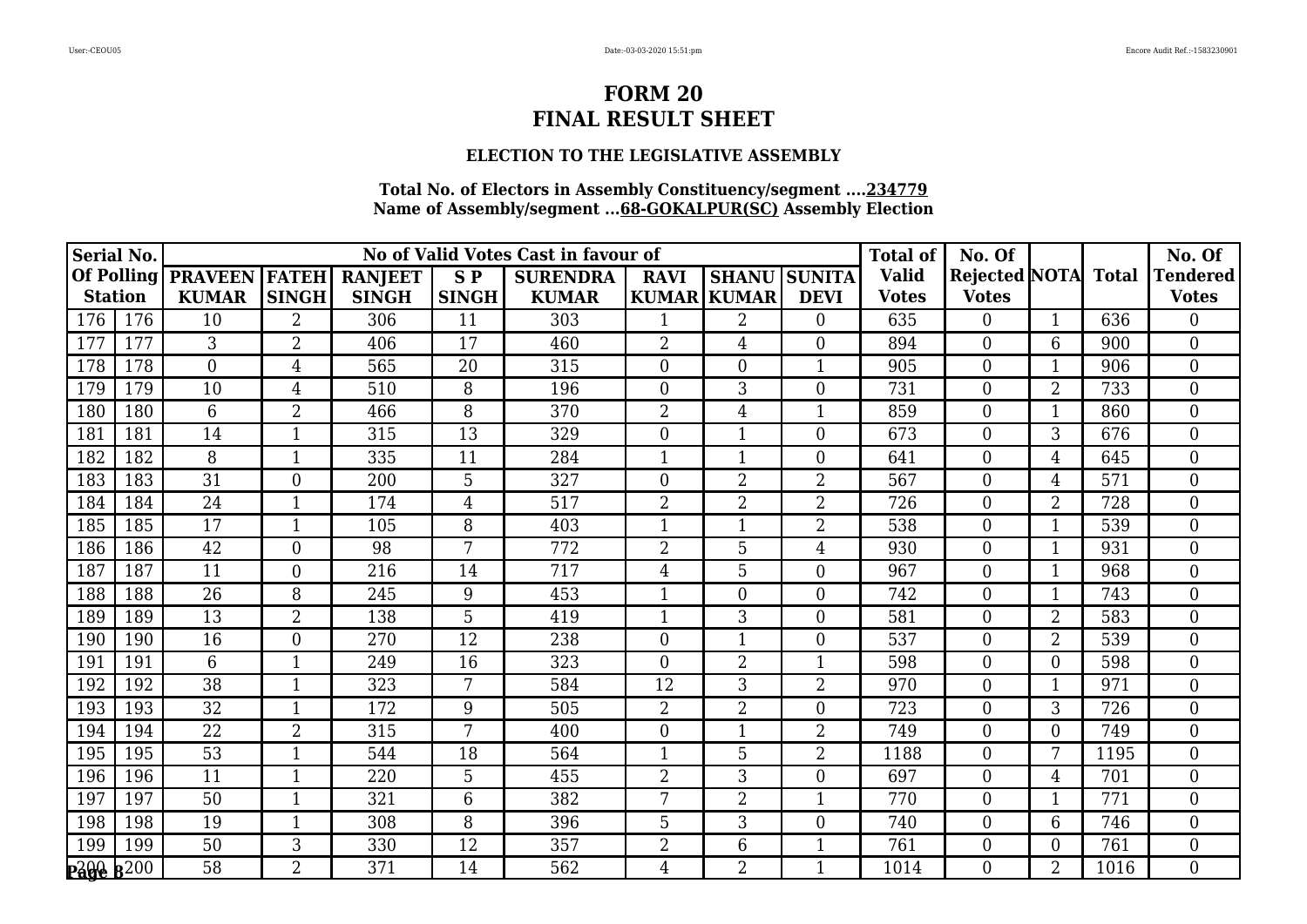# FORM 20
# FINAL RESULT SHEET

### ELECTION TO THE LEGISLATIVE ASSEMBLY

**Total No. of Electors in Assembly Constituency/segment ....234779**
**Name of Assembly/segment ...68-GOKALPUR(SC) Assembly Election**

| Serial No. Of Polling Station | | PRAVEEN KUMAR | FATEH SINGH | RANJEET SINGH | S P SINGH | SURENDRA KUMAR | RAVI KUMAR | SHANU KUMAR | SUNITA DEVI | Total of Valid Votes | No. Of Rejected Votes | NOTA | Total | No. Of Tendered Votes |
|---|---|---|---|---|---|---|---|---|---|---|---|---|---|---|
| 176 | 176 | 10 | 2 | 306 | 11 | 303 | 1 | 2 | 0 | 635 | 0 | 1 | 636 | 0 |
| 177 | 177 | 3 | 2 | 406 | 17 | 460 | 2 | 4 | 0 | 894 | 0 | 6 | 900 | 0 |
| 178 | 178 | 0 | 4 | 565 | 20 | 315 | 0 | 0 | 1 | 905 | 0 | 1 | 906 | 0 |
| 179 | 179 | 10 | 4 | 510 | 8 | 196 | 0 | 3 | 0 | 731 | 0 | 2 | 733 | 0 |
| 180 | 180 | 6 | 2 | 466 | 8 | 370 | 2 | 4 | 1 | 859 | 0 | 1 | 860 | 0 |
| 181 | 181 | 14 | 1 | 315 | 13 | 329 | 0 | 1 | 0 | 673 | 0 | 3 | 676 | 0 |
| 182 | 182 | 8 | 1 | 335 | 11 | 284 | 1 | 1 | 0 | 641 | 0 | 4 | 645 | 0 |
| 183 | 183 | 31 | 0 | 200 | 5 | 327 | 0 | 2 | 2 | 567 | 0 | 4 | 571 | 0 |
| 184 | 184 | 24 | 1 | 174 | 4 | 517 | 2 | 2 | 2 | 726 | 0 | 2 | 728 | 0 |
| 185 | 185 | 17 | 1 | 105 | 8 | 403 | 1 | 1 | 2 | 538 | 0 | 1 | 539 | 0 |
| 186 | 186 | 42 | 0 | 98 | 7 | 772 | 2 | 5 | 4 | 930 | 0 | 1 | 931 | 0 |
| 187 | 187 | 11 | 0 | 216 | 14 | 717 | 4 | 5 | 0 | 967 | 0 | 1 | 968 | 0 |
| 188 | 188 | 26 | 8 | 245 | 9 | 453 | 1 | 0 | 0 | 742 | 0 | 1 | 743 | 0 |
| 189 | 189 | 13 | 2 | 138 | 5 | 419 | 1 | 3 | 0 | 581 | 0 | 2 | 583 | 0 |
| 190 | 190 | 16 | 0 | 270 | 12 | 238 | 0 | 1 | 0 | 537 | 0 | 2 | 539 | 0 |
| 191 | 191 | 6 | 1 | 249 | 16 | 323 | 0 | 2 | 1 | 598 | 0 | 0 | 598 | 0 |
| 192 | 192 | 38 | 1 | 323 | 7 | 584 | 12 | 3 | 2 | 970 | 0 | 1 | 971 | 0 |
| 193 | 193 | 32 | 1 | 172 | 9 | 505 | 2 | 2 | 0 | 723 | 0 | 3 | 726 | 0 |
| 194 | 194 | 22 | 2 | 315 | 7 | 400 | 0 | 1 | 2 | 749 | 0 | 0 | 749 | 0 |
| 195 | 195 | 53 | 1 | 544 | 18 | 564 | 1 | 5 | 2 | 1188 | 0 | 7 | 1195 | 0 |
| 196 | 196 | 11 | 1 | 220 | 5 | 455 | 2 | 3 | 0 | 697 | 0 | 4 | 701 | 0 |
| 197 | 197 | 50 | 1 | 321 | 6 | 382 | 7 | 2 | 1 | 770 | 0 | 1 | 771 | 0 |
| 198 | 198 | 19 | 1 | 308 | 8 | 396 | 5 | 3 | 0 | 740 | 0 | 6 | 746 | 0 |
| 199 | 199 | 50 | 3 | 330 | 12 | 357 | 2 | 6 | 1 | 761 | 0 | 0 | 761 | 0 |
| 200 | 200 | 58 | 2 | 371 | 14 | 562 | 4 | 2 | 1 | 1014 | 0 | 2 | 1016 | 0 |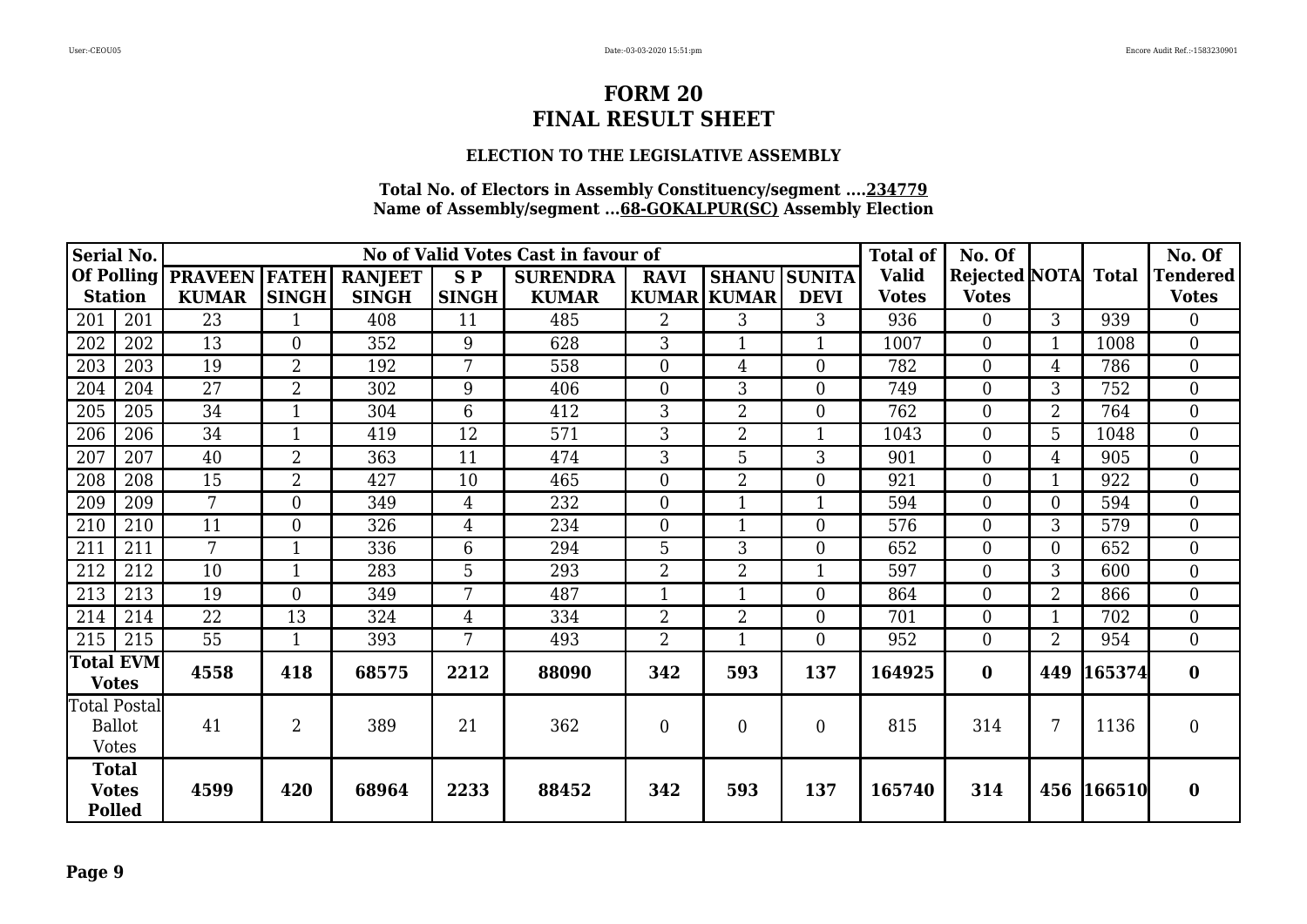# FORM 20
# FINAL RESULT SHEET

### ELECTION TO THE LEGISLATIVE ASSEMBLY

**Total No. of Electors in Assembly Constituency/segment ....234779**
**Name of Assembly/segment ...68-GOKALPUR(SC) Assembly Election**

| Serial No. Of Polling Station | | No of Valid Votes Cast in favour of | | | | | | | | Total of Valid Votes | No. Of Rejected Votes | NOTA | Total | No. Of Tendered Votes |
|---|---|---|---|---|---|---|---|---|---|---|---|---|---|---|
| | | PRAVEEN KUMAR | FATEH SINGH | RANJEET SINGH | S P SINGH | SURENDRA KUMAR | RAVI KUMAR | SHANU KUMAR | SUNITA DEVI | | | | | |
| 201 | 201 | 23 | 1 | 408 | 11 | 485 | 2 | 3 | 3 | 936 | 0 | 3 | 939 | 0 |
| 202 | 202 | 13 | 0 | 352 | 9 | 628 | 3 | 1 | 1 | 1007 | 0 | 1 | 1008 | 0 |
| 203 | 203 | 19 | 2 | 192 | 7 | 558 | 0 | 4 | 0 | 782 | 0 | 4 | 786 | 0 |
| 204 | 204 | 27 | 2 | 302 | 9 | 406 | 0 | 3 | 0 | 749 | 0 | 3 | 752 | 0 |
| 205 | 205 | 34 | 1 | 304 | 6 | 412 | 3 | 2 | 0 | 762 | 0 | 2 | 764 | 0 |
| 206 | 206 | 34 | 1 | 419 | 12 | 571 | 3 | 2 | 1 | 1043 | 0 | 5 | 1048 | 0 |
| 207 | 207 | 40 | 2 | 363 | 11 | 474 | 3 | 5 | 3 | 901 | 0 | 4 | 905 | 0 |
| 208 | 208 | 15 | 2 | 427 | 10 | 465 | 0 | 2 | 0 | 921 | 0 | 1 | 922 | 0 |
| 209 | 209 | 7 | 0 | 349 | 4 | 232 | 0 | 1 | 1 | 594 | 0 | 0 | 594 | 0 |
| 210 | 210 | 11 | 0 | 326 | 4 | 234 | 0 | 1 | 0 | 576 | 0 | 3 | 579 | 0 |
| 211 | 211 | 7 | 1 | 336 | 6 | 294 | 5 | 3 | 0 | 652 | 0 | 0 | 652 | 0 |
| 212 | 212 | 10 | 1 | 283 | 5 | 293 | 2 | 2 | 1 | 597 | 0 | 3 | 600 | 0 |
| 213 | 213 | 19 | 0 | 349 | 7 | 487 | 1 | 1 | 0 | 864 | 0 | 2 | 866 | 0 |
| 214 | 214 | 22 | 13 | 324 | 4 | 334 | 2 | 2 | 0 | 701 | 0 | 1 | 702 | 0 |
| 215 | 215 | 55 | 1 | 393 | 7 | 493 | 2 | 1 | 0 | 952 | 0 | 2 | 954 | 0 |
| **Total EVM Votes** | | **4558** | **418** | **68575** | **2212** | **88090** | **342** | **593** | **137** | **164925** | **0** | **449** | **165374** | **0** |
| Total Postal Ballot Votes | | 41 | 2 | 389 | 21 | 362 | 0 | 0 | 0 | 815 | 314 | 7 | 1136 | 0 |
| **Total Votes Polled** | | **4599** | **420** | **68964** | **2233** | **88452** | **342** | **593** | **137** | **165740** | **314** | **456** | **166510** | **0** |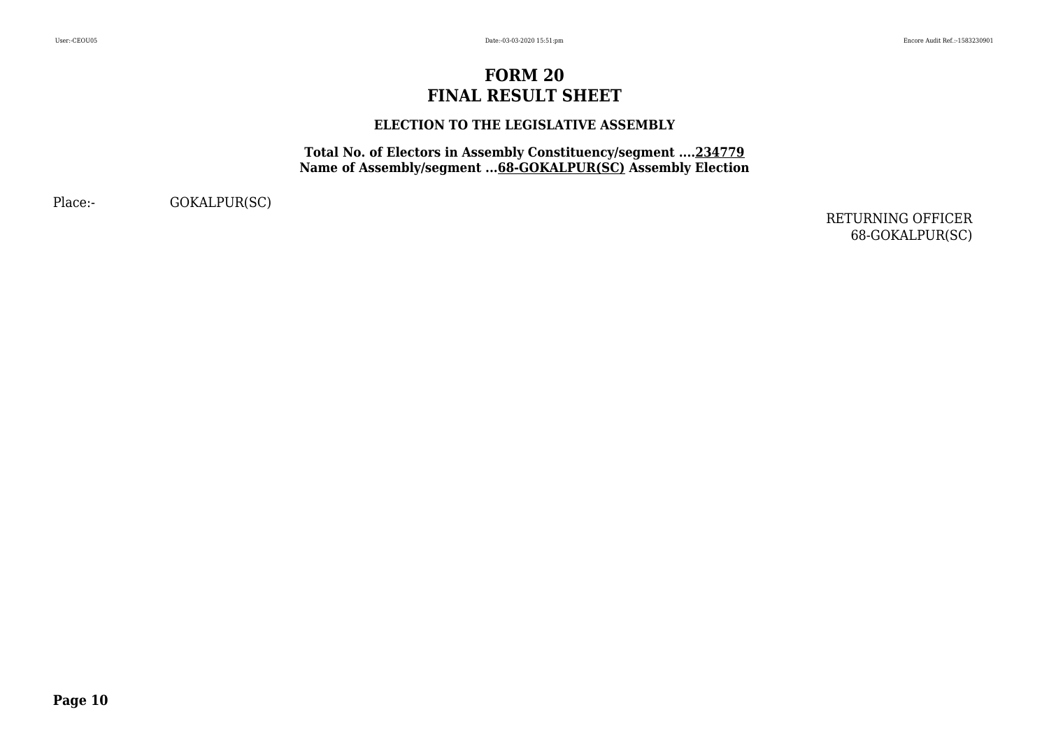# FORM 20
# FINAL RESULT SHEET

### ELECTION TO THE LEGISLATIVE ASSEMBLY

**Total No. of Electors in Assembly Constituency/segment ....234779**
**Name of Assembly/segment ...68-GOKALPUR(SC) Assembly Election**

Place:- GOKALPUR(SC)

RETURNING OFFICER
68-GOKALPUR(SC)